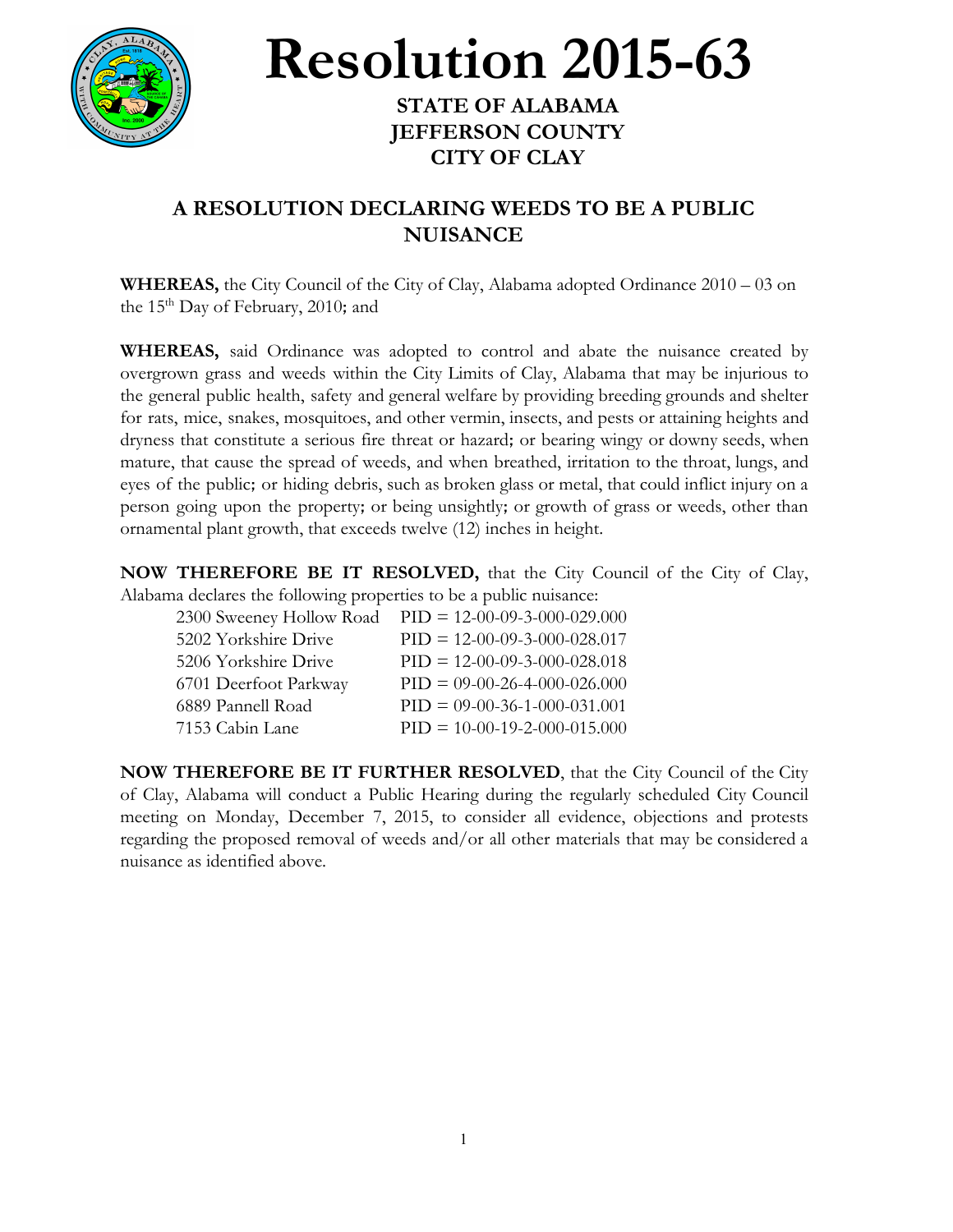# Resolution 2015-63

**STATE OF ALABAMA**
**JEFFERSON COUNTY**
**CITY OF CLAY**

## A RESOLUTION DECLARING WEEDS TO BE A PUBLIC NUISANCE

**WHEREAS,** the City Council of the City of Clay, Alabama adopted Ordinance 2010 – 03 on the 15th Day of February, 2010; and

**WHEREAS,** said Ordinance was adopted to control and abate the nuisance created by overgrown grass and weeds within the City Limits of Clay, Alabama that may be injurious to the general public health, safety and general welfare by providing breeding grounds and shelter for rats, mice, snakes, mosquitoes, and other vermin, insects, and pests or attaining heights and dryness that constitute a serious fire threat or hazard; or bearing wingy or downy seeds, when mature, that cause the spread of weeds, and when breathed, irritation to the throat, lungs, and eyes of the public; or hiding debris, such as broken glass or metal, that could inflict injury on a person going upon the property; or being unsightly; or growth of grass or weeds, other than ornamental plant growth, that exceeds twelve (12) inches in height.

**NOW THEREFORE BE IT RESOLVED,** that the City Council of the City of Clay, Alabama declares the following properties to be a public nuisance:

| Address | PID |
|---|---|
| 2300 Sweeney Hollow Road | PID = 12-00-09-3-000-029.000 |
| 5202 Yorkshire Drive | PID = 12-00-09-3-000-028.017 |
| 5206 Yorkshire Drive | PID = 12-00-09-3-000-028.018 |
| 6701 Deerfoot Parkway | PID = 09-00-26-4-000-026.000 |
| 6889 Pannell Road | PID = 09-00-36-1-000-031.001 |
| 7153 Cabin Lane | PID = 10-00-19-2-000-015.000 |

**NOW THEREFORE BE IT FURTHER RESOLVED**, that the City Council of the City of Clay, Alabama will conduct a Public Hearing during the regularly scheduled City Council meeting on Monday, December 7, 2015, to consider all evidence, objections and protests regarding the proposed removal of weeds and/or all other materials that may be considered a nuisance as identified above.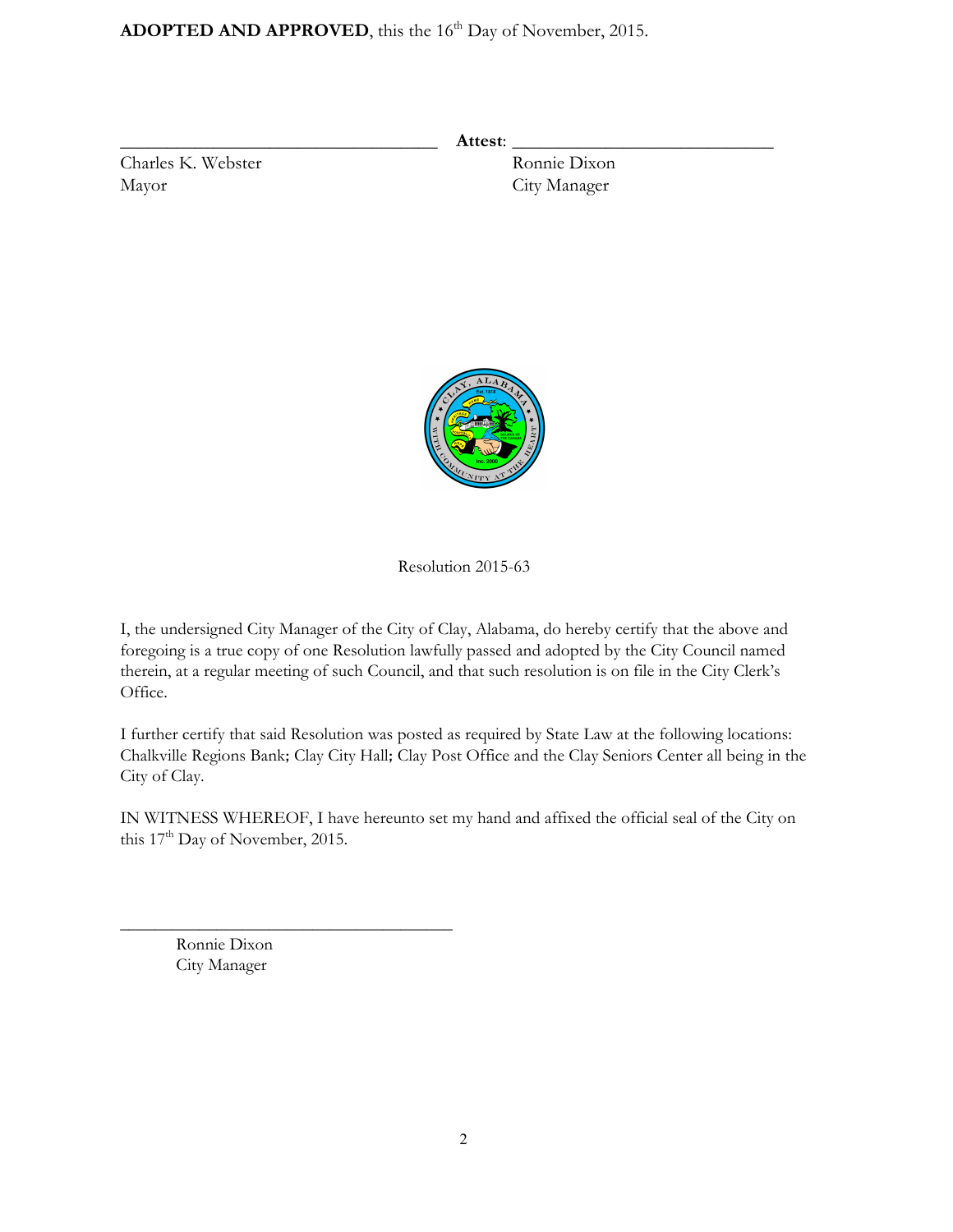**ADOPTED AND APPROVED**, this the 16th Day of November, 2015.

___________________________________ **Attest**: ____________________________

Charles K. Webster — Mayor

Ronnie Dixon — City Manager

Resolution 2015-63

I, the undersigned City Manager of the City of Clay, Alabama, do hereby certify that the above and foregoing is a true copy of one Resolution lawfully passed and adopted by the City Council named therein, at a regular meeting of such Council, and that such resolution is on file in the City Clerk's Office.

I further certify that said Resolution was posted as required by State Law at the following locations: Chalkville Regions Bank; Clay City Hall; Clay Post Office and the Clay Seniors Center all being in the City of Clay.

IN WITNESS WHEREOF, I have hereunto set my hand and affixed the official seal of the City on this 17th Day of November, 2015.

_____________________________________

Ronnie Dixon
City Manager